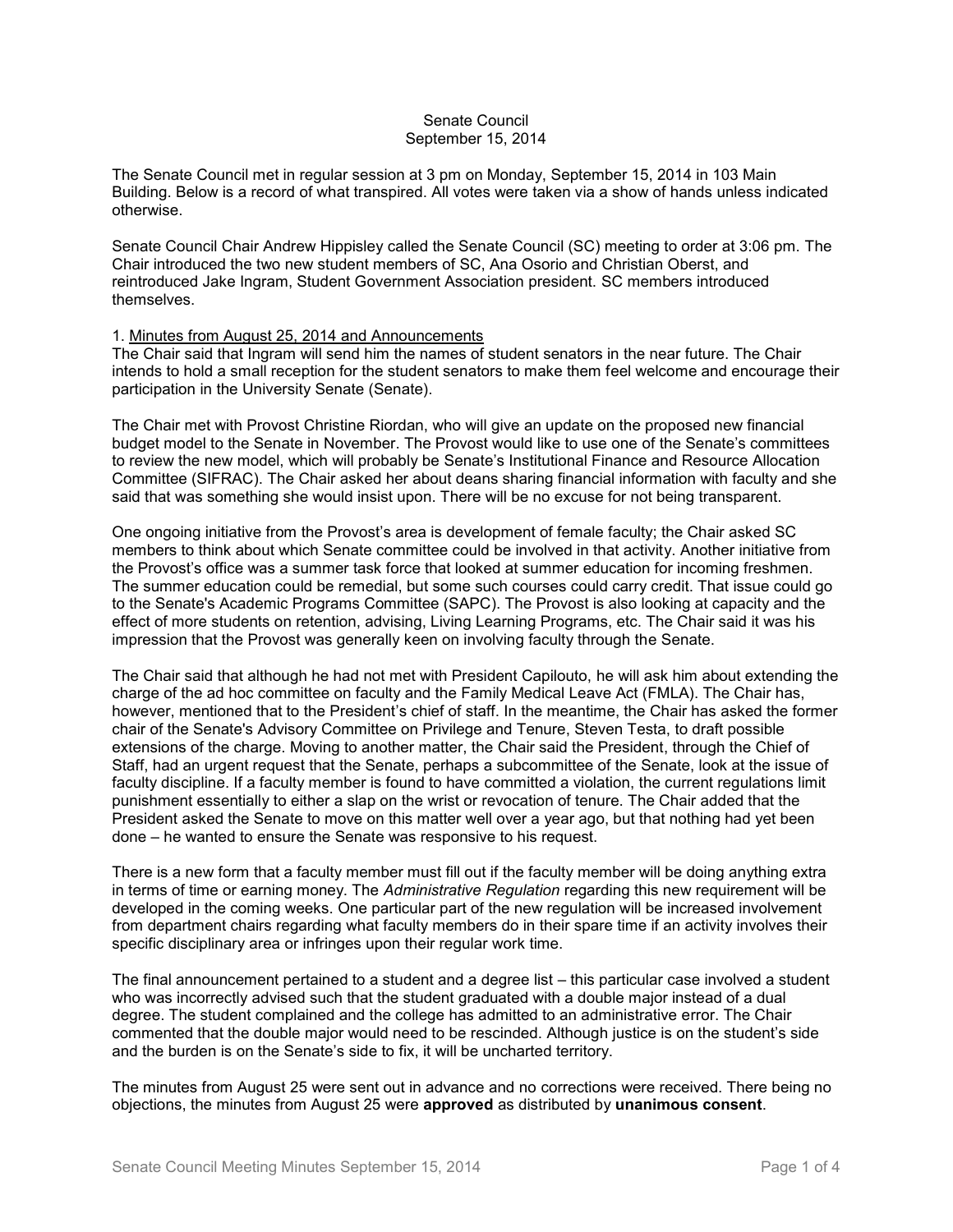# Senate Council
## September 15, 2014

The Senate Council met in regular session at 3 pm on Monday, September 15, 2014 in 103 Main Building. Below is a record of what transpired. All votes were taken via a show of hands unless indicated otherwise.

Senate Council Chair Andrew Hippisley called the Senate Council (SC) meeting to order at 3:06 pm. The Chair introduced the two new student members of SC, Ana Osorio and Christian Oberst, and reintroduced Jake Ingram, Student Government Association president. SC members introduced themselves.

### 1. Minutes from August 25, 2014 and Announcements

The Chair said that Ingram will send him the names of student senators in the near future. The Chair intends to hold a small reception for the student senators to make them feel welcome and encourage their participation in the University Senate (Senate).

The Chair met with Provost Christine Riordan, who will give an update on the proposed new financial budget model to the Senate in November. The Provost would like to use one of the Senate's committees to review the new model, which will probably be Senate's Institutional Finance and Resource Allocation Committee (SIFRAC). The Chair asked her about deans sharing financial information with faculty and she said that was something she would insist upon. There will be no excuse for not being transparent.

One ongoing initiative from the Provost's area is development of female faculty; the Chair asked SC members to think about which Senate committee could be involved in that activity. Another initiative from the Provost's office was a summer task force that looked at summer education for incoming freshmen. The summer education could be remedial, but some such courses could carry credit. That issue could go to the Senate's Academic Programs Committee (SAPC). The Provost is also looking at capacity and the effect of more students on retention, advising, Living Learning Programs, etc. The Chair said it was his impression that the Provost was generally keen on involving faculty through the Senate.

The Chair said that although he had not met with President Capilouto, he will ask him about extending the charge of the ad hoc committee on faculty and the Family Medical Leave Act (FMLA). The Chair has, however, mentioned that to the President's chief of staff. In the meantime, the Chair has asked the former chair of the Senate's Advisory Committee on Privilege and Tenure, Steven Testa, to draft possible extensions of the charge. Moving to another matter, the Chair said the President, through the Chief of Staff, had an urgent request that the Senate, perhaps a subcommittee of the Senate, look at the issue of faculty discipline. If a faculty member is found to have committed a violation, the current regulations limit punishment essentially to either a slap on the wrist or revocation of tenure. The Chair added that the President asked the Senate to move on this matter well over a year ago, but that nothing had yet been done – he wanted to ensure the Senate was responsive to his request.

There is a new form that a faculty member must fill out if the faculty member will be doing anything extra in terms of time or earning money. The *Administrative Regulation* regarding this new requirement will be developed in the coming weeks. One particular part of the new regulation will be increased involvement from department chairs regarding what faculty members do in their spare time if an activity involves their specific disciplinary area or infringes upon their regular work time.

The final announcement pertained to a student and a degree list – this particular case involved a student who was incorrectly advised such that the student graduated with a double major instead of a dual degree. The student complained and the college has admitted to an administrative error. The Chair commented that the double major would need to be rescinded. Although justice is on the student's side and the burden is on the Senate's side to fix, it will be uncharted territory.

The minutes from August 25 were sent out in advance and no corrections were received. There being no objections, the minutes from August 25 were **approved** as distributed by **unanimous consent**.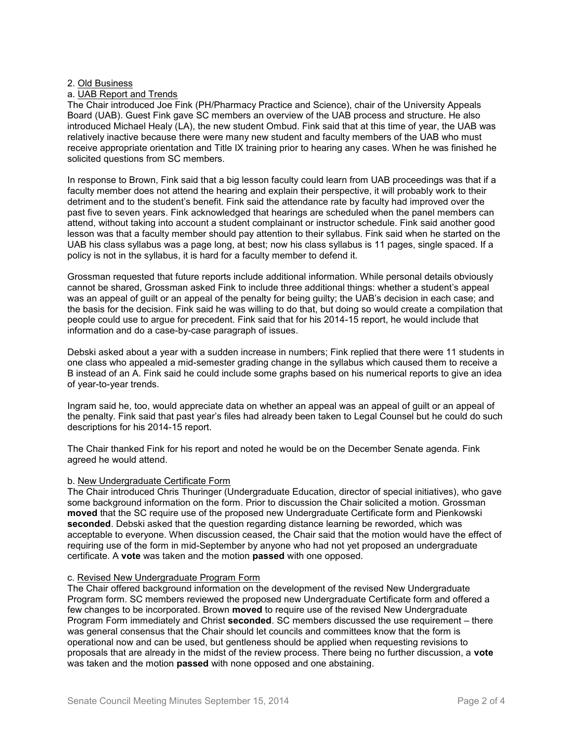2. Old Business

a. UAB Report and Trends

The Chair introduced Joe Fink (PH/Pharmacy Practice and Science), chair of the University Appeals Board (UAB). Guest Fink gave SC members an overview of the UAB process and structure. He also introduced Michael Healy (LA), the new student Ombud. Fink said that at this time of year, the UAB was relatively inactive because there were many new student and faculty members of the UAB who must receive appropriate orientation and Title IX training prior to hearing any cases. When he was finished he solicited questions from SC members.

In response to Brown, Fink said that a big lesson faculty could learn from UAB proceedings was that if a faculty member does not attend the hearing and explain their perspective, it will probably work to their detriment and to the student's benefit. Fink said the attendance rate by faculty had improved over the past five to seven years. Fink acknowledged that hearings are scheduled when the panel members can attend, without taking into account a student complainant or instructor schedule. Fink said another good lesson was that a faculty member should pay attention to their syllabus. Fink said when he started on the UAB his class syllabus was a page long, at best; now his class syllabus is 11 pages, single spaced. If a policy is not in the syllabus, it is hard for a faculty member to defend it.

Grossman requested that future reports include additional information. While personal details obviously cannot be shared, Grossman asked Fink to include three additional things: whether a student's appeal was an appeal of guilt or an appeal of the penalty for being guilty; the UAB's decision in each case; and the basis for the decision. Fink said he was willing to do that, but doing so would create a compilation that people could use to argue for precedent. Fink said that for his 2014-15 report, he would include that information and do a case-by-case paragraph of issues.

Debski asked about a year with a sudden increase in numbers; Fink replied that there were 11 students in one class who appealed a mid-semester grading change in the syllabus which caused them to receive a B instead of an A. Fink said he could include some graphs based on his numerical reports to give an idea of year-to-year trends.

Ingram said he, too, would appreciate data on whether an appeal was an appeal of guilt or an appeal of the penalty. Fink said that past year's files had already been taken to Legal Counsel but he could do such descriptions for his 2014-15 report.

The Chair thanked Fink for his report and noted he would be on the December Senate agenda. Fink agreed he would attend.

b. New Undergraduate Certificate Form

The Chair introduced Chris Thuringer (Undergraduate Education, director of special initiatives), who gave some background information on the form. Prior to discussion the Chair solicited a motion. Grossman **moved** that the SC require use of the proposed new Undergraduate Certificate form and Pienkowski **seconded**. Debski asked that the question regarding distance learning be reworded, which was acceptable to everyone. When discussion ceased, the Chair said that the motion would have the effect of requiring use of the form in mid-September by anyone who had not yet proposed an undergraduate certificate. A **vote** was taken and the motion **passed** with one opposed.

c. Revised New Undergraduate Program Form

The Chair offered background information on the development of the revised New Undergraduate Program form. SC members reviewed the proposed new Undergraduate Certificate form and offered a few changes to be incorporated. Brown **moved** to require use of the revised New Undergraduate Program Form immediately and Christ **seconded**. SC members discussed the use requirement – there was general consensus that the Chair should let councils and committees know that the form is operational now and can be used, but gentleness should be applied when requesting revisions to proposals that are already in the midst of the review process. There being no further discussion, a **vote** was taken and the motion **passed** with none opposed and one abstaining.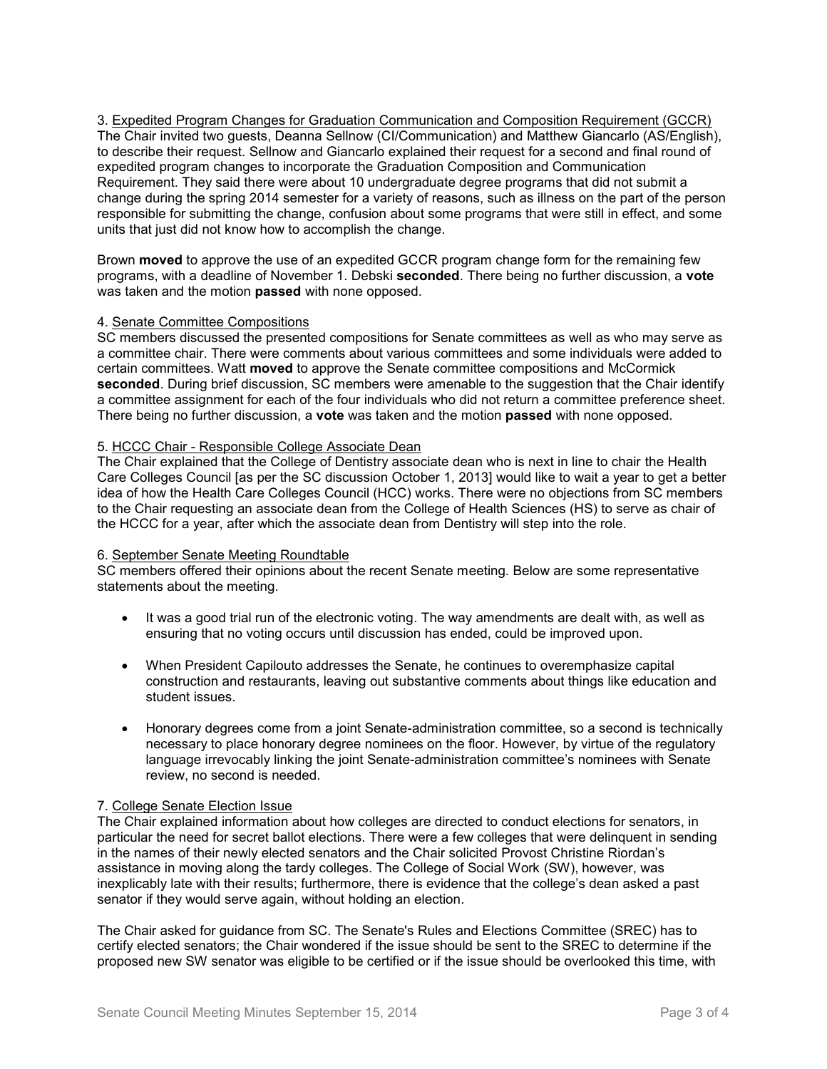3. Expedited Program Changes for Graduation Communication and Composition Requirement (GCCR)

The Chair invited two guests, Deanna Sellnow (CI/Communication) and Matthew Giancarlo (AS/English), to describe their request. Sellnow and Giancarlo explained their request for a second and final round of expedited program changes to incorporate the Graduation Composition and Communication Requirement. They said there were about 10 undergraduate degree programs that did not submit a change during the spring 2014 semester for a variety of reasons, such as illness on the part of the person responsible for submitting the change, confusion about some programs that were still in effect, and some units that just did not know how to accomplish the change.

Brown **moved** to approve the use of an expedited GCCR program change form for the remaining few programs, with a deadline of November 1. Debski **seconded**. There being no further discussion, a **vote** was taken and the motion **passed** with none opposed.

4. Senate Committee Compositions

SC members discussed the presented compositions for Senate committees as well as who may serve as a committee chair. There were comments about various committees and some individuals were added to certain committees. Watt **moved** to approve the Senate committee compositions and McCormick **seconded**. During brief discussion, SC members were amenable to the suggestion that the Chair identify a committee assignment for each of the four individuals who did not return a committee preference sheet. There being no further discussion, a **vote** was taken and the motion **passed** with none opposed.

5. HCCC Chair - Responsible College Associate Dean

The Chair explained that the College of Dentistry associate dean who is next in line to chair the Health Care Colleges Council [as per the SC discussion October 1, 2013] would like to wait a year to get a better idea of how the Health Care Colleges Council (HCC) works. There were no objections from SC members to the Chair requesting an associate dean from the College of Health Sciences (HS) to serve as chair of the HCCC for a year, after which the associate dean from Dentistry will step into the role.

6. September Senate Meeting Roundtable

SC members offered their opinions about the recent Senate meeting. Below are some representative statements about the meeting.

- It was a good trial run of the electronic voting. The way amendments are dealt with, as well as ensuring that no voting occurs until discussion has ended, could be improved upon.
- When President Capilouto addresses the Senate, he continues to overemphasize capital construction and restaurants, leaving out substantive comments about things like education and student issues.
- Honorary degrees come from a joint Senate-administration committee, so a second is technically necessary to place honorary degree nominees on the floor. However, by virtue of the regulatory language irrevocably linking the joint Senate-administration committee's nominees with Senate review, no second is needed.

7. College Senate Election Issue

The Chair explained information about how colleges are directed to conduct elections for senators, in particular the need for secret ballot elections. There were a few colleges that were delinquent in sending in the names of their newly elected senators and the Chair solicited Provost Christine Riordan's assistance in moving along the tardy colleges. The College of Social Work (SW), however, was inexplicably late with their results; furthermore, there is evidence that the college's dean asked a past senator if they would serve again, without holding an election.

The Chair asked for guidance from SC. The Senate's Rules and Elections Committee (SREC) has to certify elected senators; the Chair wondered if the issue should be sent to the SREC to determine if the proposed new SW senator was eligible to be certified or if the issue should be overlooked this time, with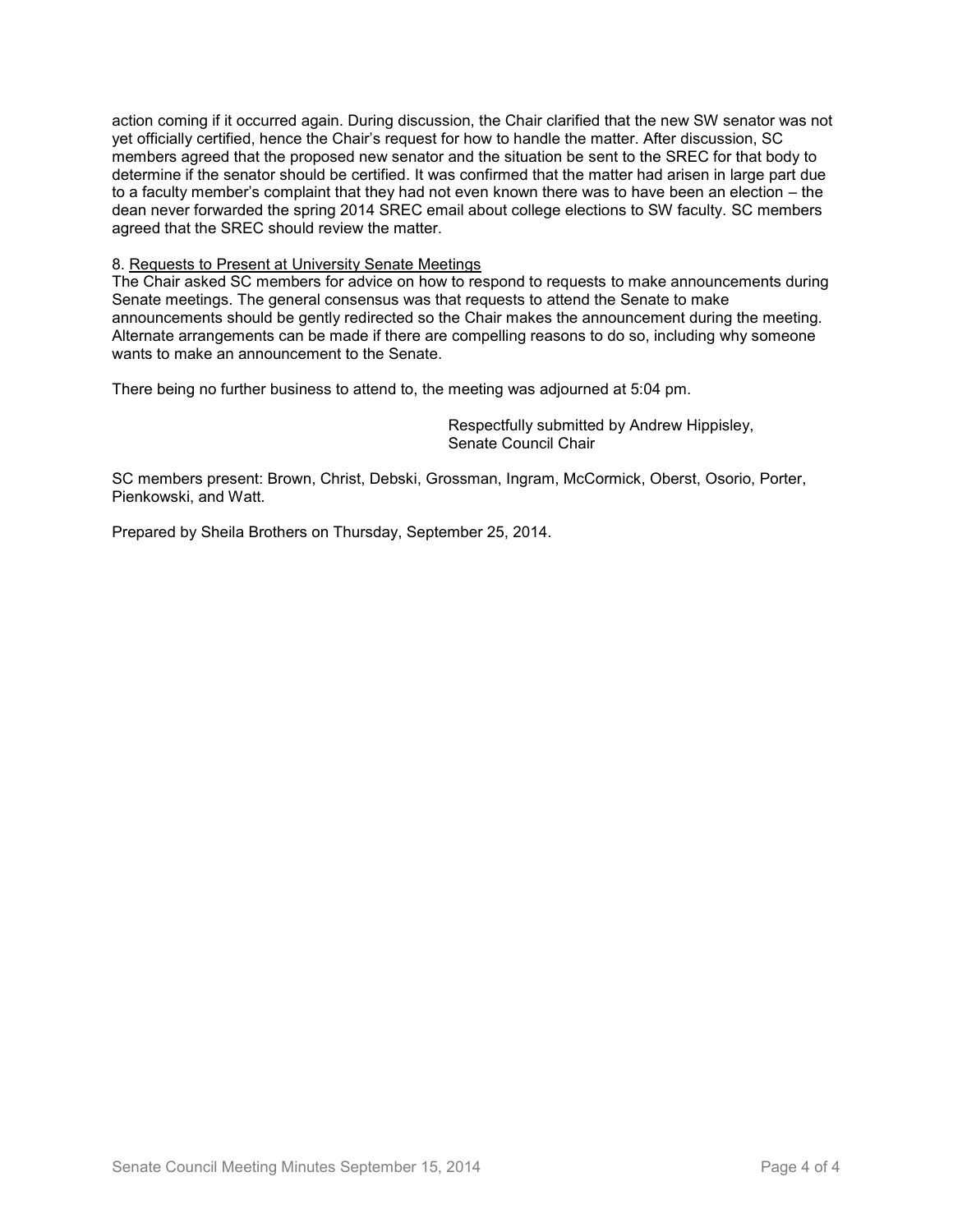action coming if it occurred again. During discussion, the Chair clarified that the new SW senator was not yet officially certified, hence the Chair's request for how to handle the matter. After discussion, SC members agreed that the proposed new senator and the situation be sent to the SREC for that body to determine if the senator should be certified. It was confirmed that the matter had arisen in large part due to a faculty member's complaint that they had not even known there was to have been an election – the dean never forwarded the spring 2014 SREC email about college elections to SW faculty. SC members agreed that the SREC should review the matter.

8. <u>Requests to Present at University Senate Meetings</u>

The Chair asked SC members for advice on how to respond to requests to make announcements during Senate meetings. The general consensus was that requests to attend the Senate to make announcements should be gently redirected so the Chair makes the announcement during the meeting. Alternate arrangements can be made if there are compelling reasons to do so, including why someone wants to make an announcement to the Senate.

There being no further business to attend to, the meeting was adjourned at 5:04 pm.

Respectfully submitted by Andrew Hippisley,
Senate Council Chair

SC members present: Brown, Christ, Debski, Grossman, Ingram, McCormick, Oberst, Osorio, Porter, Pienkowski, and Watt.

Prepared by Sheila Brothers on Thursday, September 25, 2014.